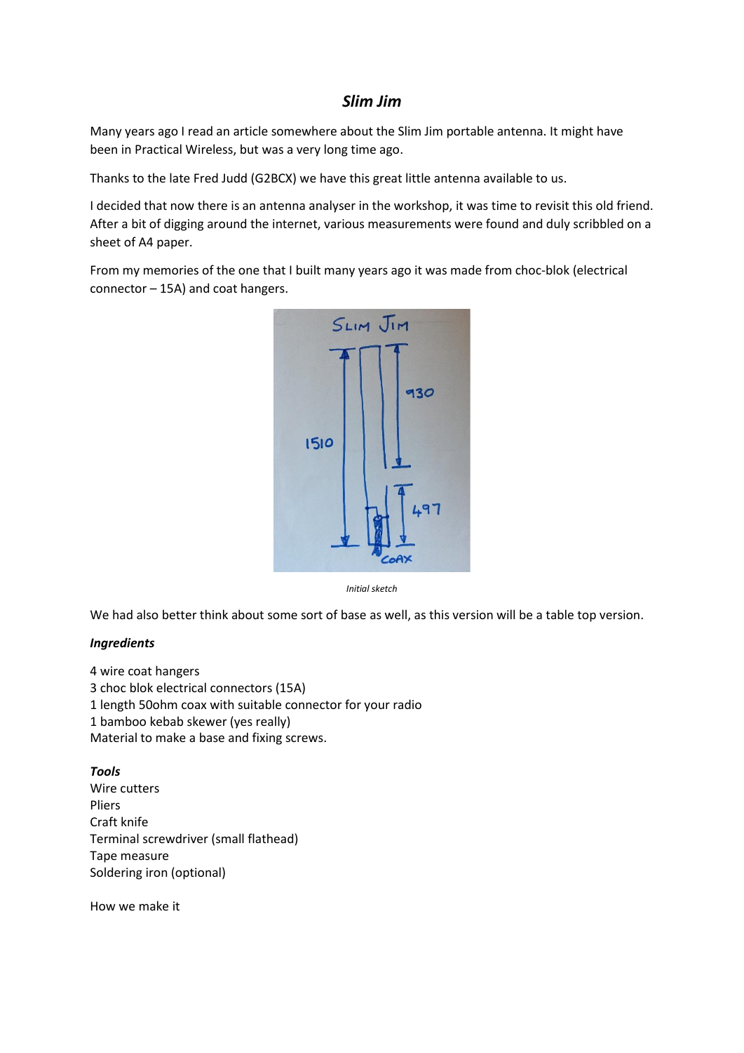## *Slim Jim*

Many years ago I read an article somewhere about the Slim Jim portable antenna. It might have been in Practical Wireless, but was a very long time ago.

Thanks to the late Fred Judd (G2BCX) we have this great little antenna available to us.

I decided that now there is an antenna analyser in the workshop, it was time to revisit this old friend. After a bit of digging around the internet, various measurements were found and duly scribbled on a sheet of A4 paper.

From my memories of the one that I built many years ago it was made from choc-blok (electrical connector – 15A) and coat hangers.

*Initial sketch*

We had also better think about some sort of base as well, as this version will be a table top version.

***Ingredients***

4 wire coat hangers
3 choc blok electrical connectors (15A)
1 length 50ohm coax with suitable connector for your radio
1 bamboo kebab skewer (yes really)
Material to make a base and fixing screws.

***Tools***

Wire cutters
Pliers
Craft knife
Terminal screwdriver (small flathead)
Tape measure
Soldering iron (optional)

How we make it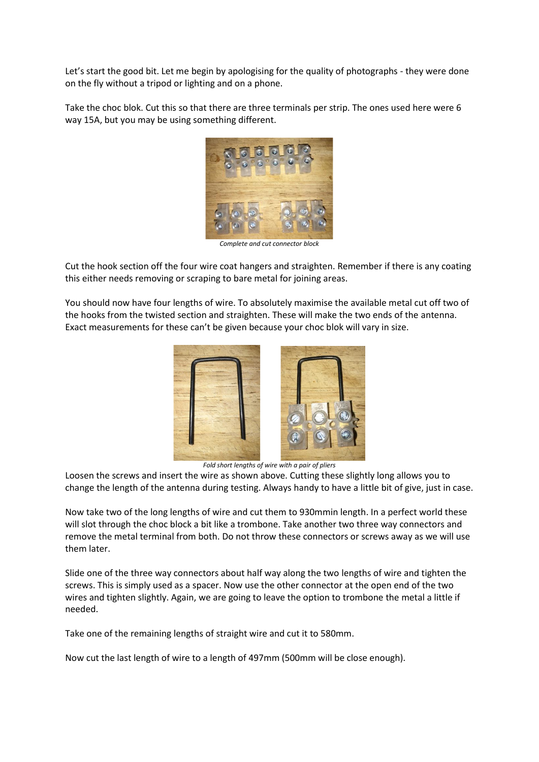Let's start the good bit. Let me begin by apologising for the quality of photographs - they were done on the fly without a tripod or lighting and on a phone.

Take the choc blok. Cut this so that there are three terminals per strip. The ones used here were 6 way 15A, but you may be using something different.

*Complete and cut connector block*

Cut the hook section off the four wire coat hangers and straighten. Remember if there is any coating this either needs removing or scraping to bare metal for joining areas.

You should now have four lengths of wire. To absolutely maximise the available metal cut off two of the hooks from the twisted section and straighten. These will make the two ends of the antenna. Exact measurements for these can't be given because your choc blok will vary in size.

*Fold short lengths of wire with a pair of pliers*

Loosen the screws and insert the wire as shown above. Cutting these slightly long allows you to change the length of the antenna during testing. Always handy to have a little bit of give, just in case.

Now take two of the long lengths of wire and cut them to 930mmin length. In a perfect world these will slot through the choc block a bit like a trombone. Take another two three way connectors and remove the metal terminal from both. Do not throw these connectors or screws away as we will use them later.

Slide one of the three way connectors about half way along the two lengths of wire and tighten the screws. This is simply used as a spacer. Now use the other connector at the open end of the two wires and tighten slightly. Again, we are going to leave the option to trombone the metal a little if needed.

Take one of the remaining lengths of straight wire and cut it to 580mm.

Now cut the last length of wire to a length of 497mm (500mm will be close enough).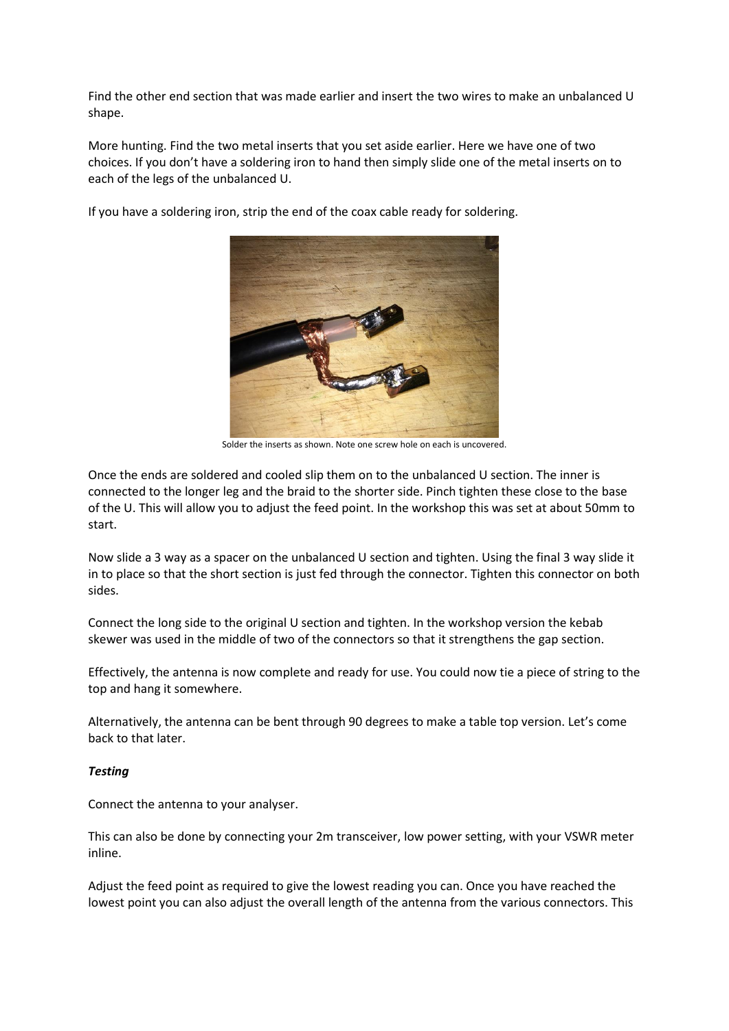Find the other end section that was made earlier and insert the two wires to make an unbalanced U shape.

More hunting. Find the two metal inserts that you set aside earlier. Here we have one of two choices. If you don't have a soldering iron to hand then simply slide one of the metal inserts on to each of the legs of the unbalanced U.

If you have a soldering iron, strip the end of the coax cable ready for soldering.

Solder the inserts as shown. Note one screw hole on each is uncovered.

Once the ends are soldered and cooled slip them on to the unbalanced U section. The inner is connected to the longer leg and the braid to the shorter side. Pinch tighten these close to the base of the U. This will allow you to adjust the feed point. In the workshop this was set at about 50mm to start.

Now slide a 3 way as a spacer on the unbalanced U section and tighten. Using the final 3 way slide it in to place so that the short section is just fed through the connector. Tighten this connector on both sides.

Connect the long side to the original U section and tighten. In the workshop version the kebab skewer was used in the middle of two of the connectors so that it strengthens the gap section.

Effectively, the antenna is now complete and ready for use. You could now tie a piece of string to the top and hang it somewhere.

Alternatively, the antenna can be bent through 90 degrees to make a table top version. Let's come back to that later.

***Testing***

Connect the antenna to your analyser.

This can also be done by connecting your 2m transceiver, low power setting, with your VSWR meter inline.

Adjust the feed point as required to give the lowest reading you can. Once you have reached the lowest point you can also adjust the overall length of the antenna from the various connectors. This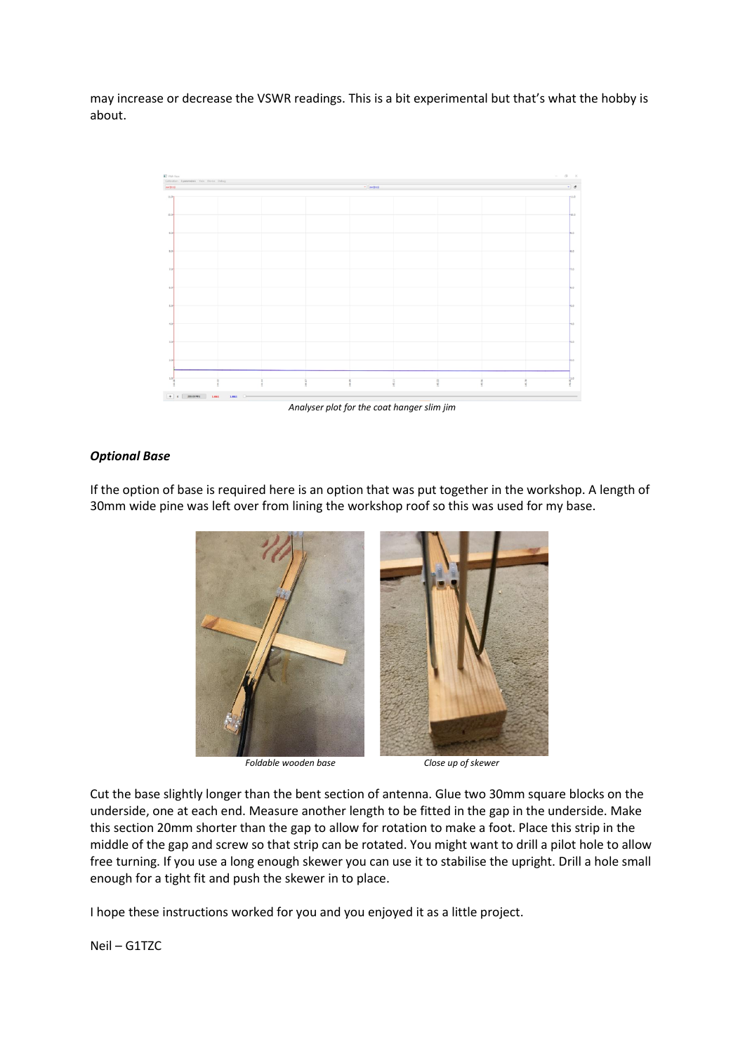may increase or decrease the VSWR readings. This is a bit experimental but that's what the hobby is about.

*Analyser plot for the coat hanger slim jim*

***Optional Base***

If the option of base is required here is an option that was put together in the workshop. A length of 30mm wide pine was left over from lining the workshop roof so this was used for my base.

*Foldable wooden base*

*Close up of skewer*

Cut the base slightly longer than the bent section of antenna. Glue two 30mm square blocks on the underside, one at each end. Measure another length to be fitted in the gap in the underside. Make this section 20mm shorter than the gap to allow for rotation to make a foot. Place this strip in the middle of the gap and screw so that strip can be rotated. You might want to drill a pilot hole to allow free turning. If you use a long enough skewer you can use it to stabilise the upright. Drill a hole small enough for a tight fit and push the skewer in to place.

I hope these instructions worked for you and you enjoyed it as a little project.

Neil – G1TZC